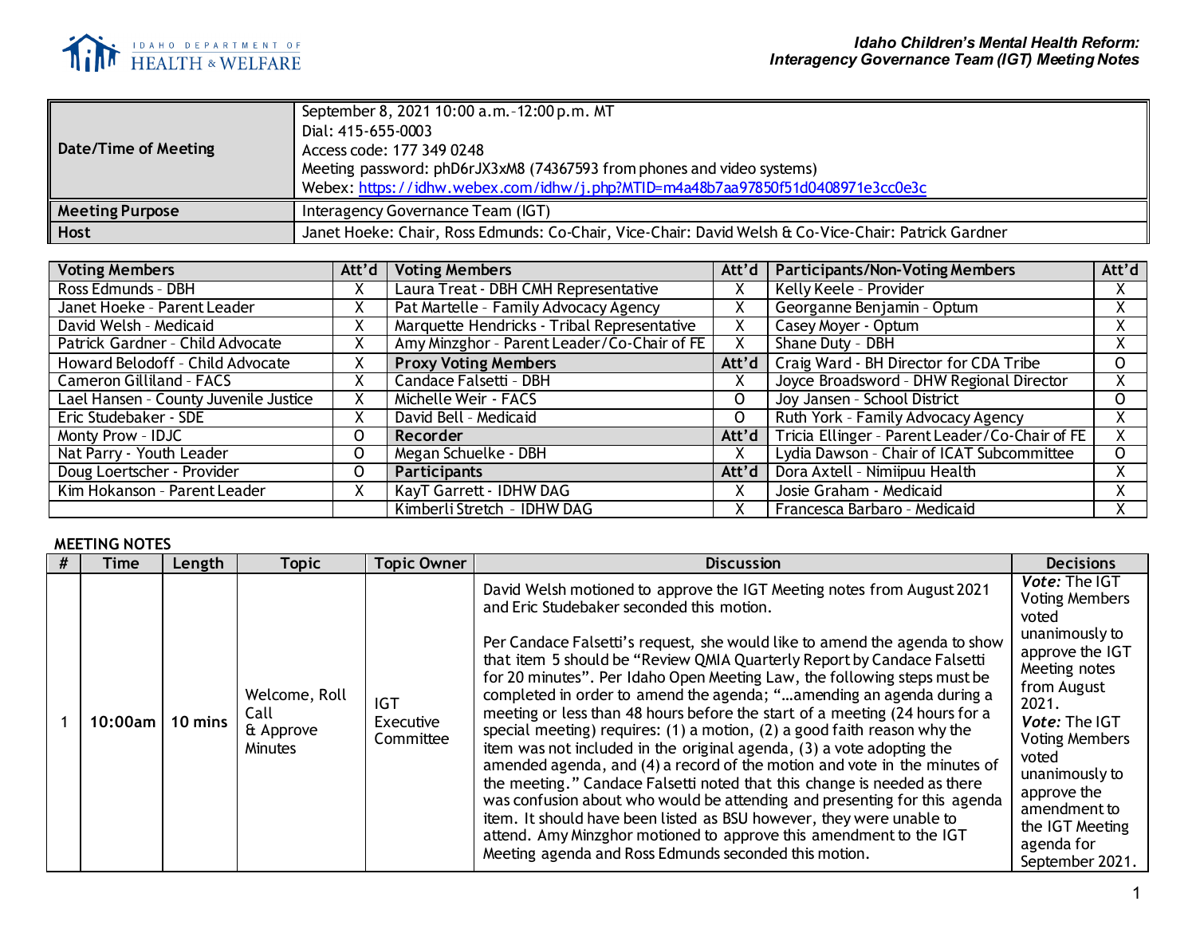**Idaho Children's Mental Health Reform: Interagency Governance Team (IGT) Meeting Notes**

| Date/Time of Meeting | September 8, 2021 10:00 a.m.-12:00 p.m. MT<br>Dial: 415-655-0003<br>Access code: 177 349 0248<br>Meeting password: phD6rJX3xM8 (74367593 from phones and video systems)<br>Webex: [https://idhw.webex.com/idhw/j.php?MTID=m4a48b7aa97850f51d0408971e3cc0e3c](https://idhw.webex.com/idhw/j.php?MTID=m4a48b7aa97850f51d0408971e3cc0e3c) |
|---|---|
| **Meeting Purpose** | Interagency Governance Team (IGT) |
| **Host** | Janet Hoeke: Chair, Ross Edmunds: Co-Chair, Vice-Chair: David Welsh & Co-Vice-Chair: Patrick Gardner |

| Voting Members | Att'd | Voting Members | Att'd | Participants/Non-Voting Members | Att'd |
|---|---|---|---|---|---|
| Ross Edmunds - DBH | X | Laura Treat - DBH CMH Representative | X | Kelly Keele - Provider | X |
| Janet Hoeke - Parent Leader | X | Pat Martelle - Family Advocacy Agency | X | Georganne Benjamin - Optum | X |
| David Welsh - Medicaid | X | Marquette Hendricks - Tribal Representative | X | Casey Moyer - Optum | X |
| Patrick Gardner - Child Advocate | X | Amy Minzghor - Parent Leader/Co-Chair of FE | X | Shane Duty - DBH | X |
| Howard Belodoff - Child Advocate | X | **Proxy Voting Members** | **Att'd** | Craig Ward - BH Director for CDA Tribe | O |
| Cameron Gilliland - FACS | X | Candace Falsetti - DBH | X | Joyce Broadsword - DHW Regional Director | X |
| Lael Hansen - County Juvenile Justice | X | Michelle Weir - FACS | O | Joy Jansen - School District | O |
| Eric Studebaker - SDE | X | David Bell - Medicaid | O | Ruth York - Family Advocacy Agency | X |
| Monty Prow - IDJC | O | **Recorder** | **Att'd** | Tricia Ellinger - Parent Leader/Co-Chair of FE | X |
| Nat Parry - Youth Leader | O | Megan Schuelke - DBH | X | Lydia Dawson - Chair of ICAT Subcommittee | O |
| Doug Loertscher - Provider | O | **Participants** | **Att'd** | Dora Axtell - Nimiipuu Health | X |
| Kim Hokanson - Parent Leader | X | KayT Garrett - IDHW DAG | X | Josie Graham - Medicaid | X |
| | | Kimberli Stretch - IDHW DAG | X | Francesca Barbaro - Medicaid | X |

**MEETING NOTES**

| # | Time | Length | Topic | Topic Owner | Discussion | Decisions |
|---|---|---|---|---|---|---|
| 1 | 10:00am | 10 mins | Welcome, Roll Call & Approve Minutes | IGT Executive Committee | David Welsh motioned to approve the IGT Meeting notes from August 2021 and Eric Studebaker seconded this motion.<br><br>Per Candace Falsetti's request, she would like to amend the agenda to show that item 5 should be "Review QMIA Quarterly Report by Candace Falsetti for 20 minutes". Per Idaho Open Meeting Law, the following steps must be completed in order to amend the agenda; "…amending an agenda during a meeting or less than 48 hours before the start of a meeting (24 hours for a special meeting) requires: (1) a motion, (2) a good faith reason why the item was not included in the original agenda, (3) a vote adopting the amended agenda, and (4) a record of the motion and vote in the minutes of the meeting." Candace Falsetti noted that this change is needed as there was confusion about who would be attending and presenting for this agenda item. It should have been listed as BSU however, they were unable to attend. Amy Minzghor motioned to approve this amendment to the IGT Meeting agenda and Ross Edmunds seconded this motion. | ***Vote:*** The IGT Voting Members voted unanimously to approve the IGT Meeting notes from August 2021.<br>***Vote:*** The IGT Voting Members voted unanimously to approve the amendment to the IGT Meeting agenda for September 2021. |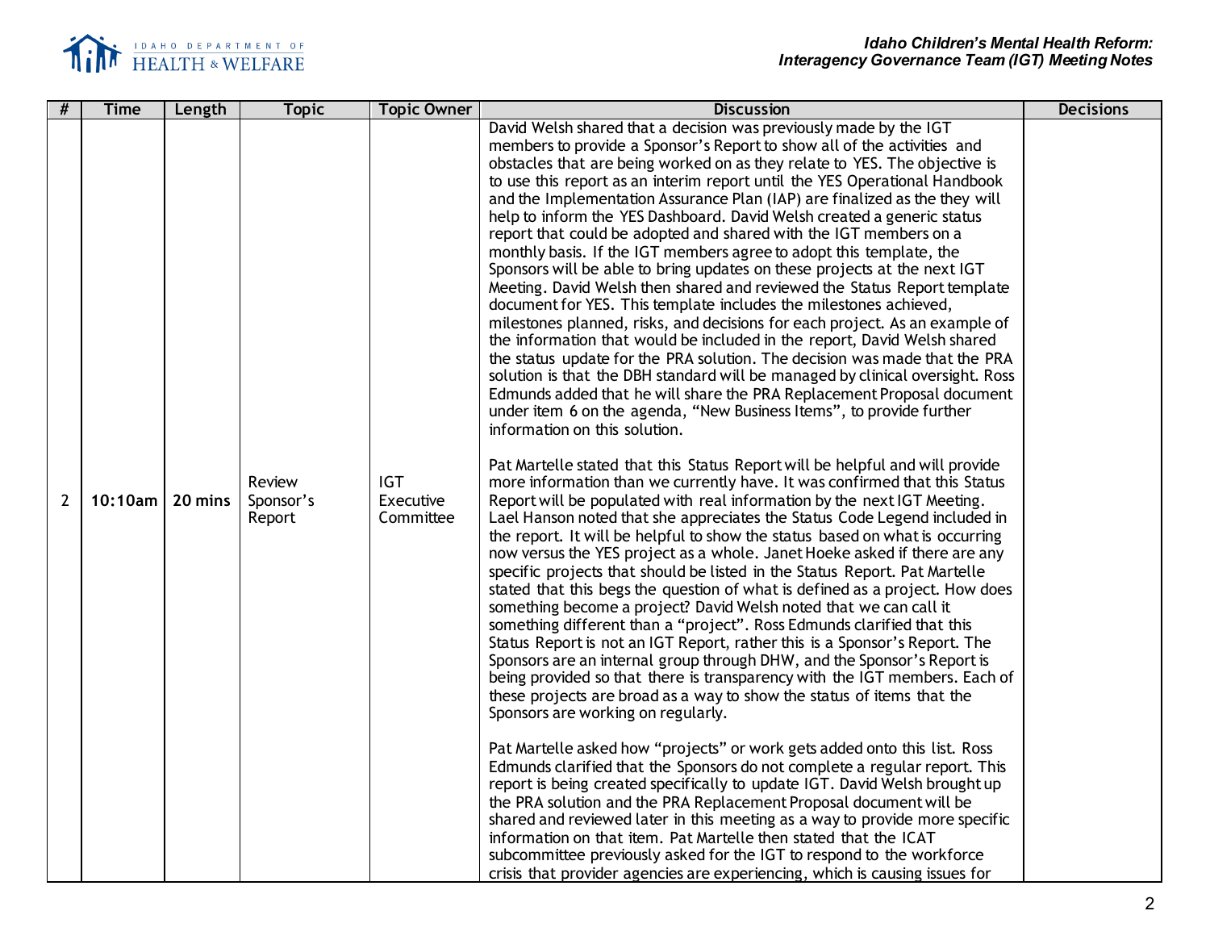| # | Time | Length | Topic | Topic Owner | Discussion | Decisions |
|---|---|---|---|---|---|---|
| 2 | 10:10am | 20 mins | Review Sponsor's Report | IGT Executive Committee | David Welsh shared that a decision was previously made by the IGT members to provide a Sponsor's Report to show all of the activities and obstacles that are being worked on as they relate to YES. The objective is to use this report as an interim report until the YES Operational Handbook and the Implementation Assurance Plan (IAP) are finalized as the they will help to inform the YES Dashboard. David Welsh created a generic status report that could be adopted and shared with the IGT members on a monthly basis. If the IGT members agree to adopt this template, the Sponsors will be able to bring updates on these projects at the next IGT Meeting. David Welsh then shared and reviewed the Status Report template document for YES. This template includes the milestones achieved, milestones planned, risks, and decisions for each project. As an example of the information that would be included in the report, David Welsh shared the status update for the PRA solution. The decision was made that the PRA solution is that the DBH standard will be managed by clinical oversight. Ross Edmunds added that he will share the PRA Replacement Proposal document under item 6 on the agenda, "New Business Items", to provide further information on this solution.<br><br>Pat Martelle stated that this Status Report will be helpful and will provide more information than we currently have. It was confirmed that this Status Report will be populated with real information by the next IGT Meeting. Lael Hanson noted that she appreciates the Status Code Legend included in the report. It will be helpful to show the status based on what is occurring now versus the YES project as a whole. Janet Hoeke asked if there are any specific projects that should be listed in the Status Report. Pat Martelle stated that this begs the question of what is defined as a project. How does something become a project? David Welsh noted that we can call it something different than a "project". Ross Edmunds clarified that this Status Report is not an IGT Report, rather this is a Sponsor's Report. The Sponsors are an internal group through DHW, and the Sponsor's Report is being provided so that there is transparency with the IGT members. Each of these projects are broad as a way to show the status of items that the Sponsors are working on regularly.<br><br>Pat Martelle asked how "projects" or work gets added onto this list. Ross Edmunds clarified that the Sponsors do not complete a regular report. This report is being created specifically to update IGT. David Welsh brought up the PRA solution and the PRA Replacement Proposal document will be shared and reviewed later in this meeting as a way to provide more specific information on that item. Pat Martelle then stated that the ICAT subcommittee previously asked for the IGT to respond to the workforce crisis that provider agencies are experiencing, which is causing issues for | |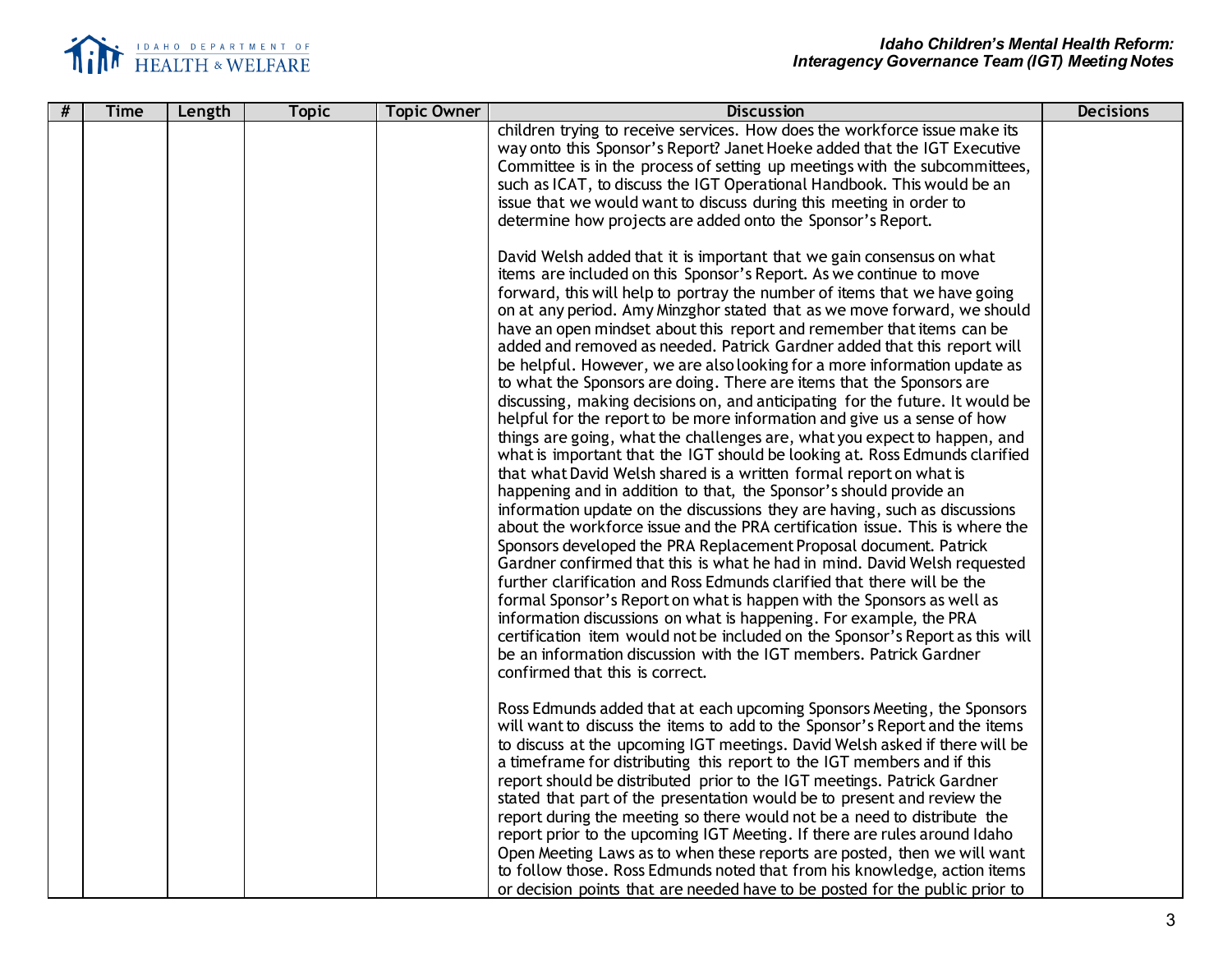| # | Time | Length | Topic | Topic Owner | Discussion | Decisions |
|---|---|---|---|---|---|---|
| | | | | | children trying to receive services. How does the workforce issue make its way onto this Sponsor's Report? Janet Hoeke added that the IGT Executive Committee is in the process of setting up meetings with the subcommittees, such as ICAT, to discuss the IGT Operational Handbook. This would be an issue that we would want to discuss during this meeting in order to determine how projects are added onto the Sponsor's Report.<br><br>David Welsh added that it is important that we gain consensus on what items are included on this Sponsor's Report. As we continue to move forward, this will help to portray the number of items that we have going on at any period. Amy Minzghor stated that as we move forward, we should have an open mindset about this report and remember that items can be added and removed as needed. Patrick Gardner added that this report will be helpful. However, we are also looking for a more information update as to what the Sponsors are doing. There are items that the Sponsors are discussing, making decisions on, and anticipating for the future. It would be helpful for the report to be more information and give us a sense of how things are going, what the challenges are, what you expect to happen, and what is important that the IGT should be looking at. Ross Edmunds clarified that what David Welsh shared is a written formal report on what is happening and in addition to that, the Sponsor's should provide an information update on the discussions they are having, such as discussions about the workforce issue and the PRA certification issue. This is where the Sponsors developed the PRA Replacement Proposal document. Patrick Gardner confirmed that this is what he had in mind. David Welsh requested further clarification and Ross Edmunds clarified that there will be the formal Sponsor's Report on what is happen with the Sponsors as well as information discussions on what is happening. For example, the PRA certification item would not be included on the Sponsor's Report as this will be an information discussion with the IGT members. Patrick Gardner confirmed that this is correct.<br><br>Ross Edmunds added that at each upcoming Sponsors Meeting, the Sponsors will want to discuss the items to add to the Sponsor's Report and the items to discuss at the upcoming IGT meetings. David Welsh asked if there will be a timeframe for distributing this report to the IGT members and if this report should be distributed prior to the IGT meetings. Patrick Gardner stated that part of the presentation would be to present and review the report during the meeting so there would not be a need to distribute the report prior to the upcoming IGT Meeting. If there are rules around Idaho Open Meeting Laws as to when these reports are posted, then we will want to follow those. Ross Edmunds noted that from his knowledge, action items or decision points that are needed have to be posted for the public prior to | |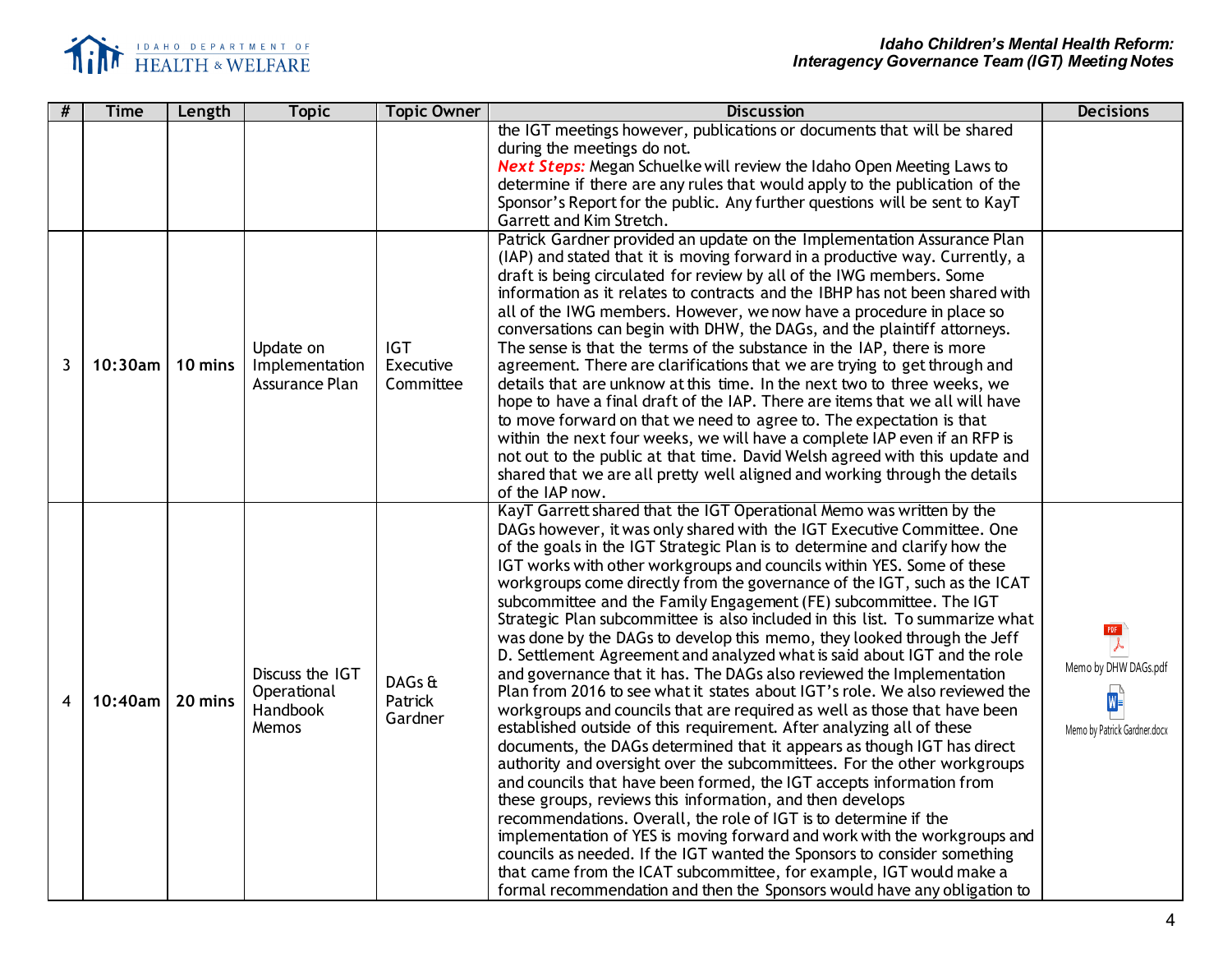| # | Time | Length | Topic | Topic Owner | Discussion | Decisions |
|---|---|---|---|---|---|---|
| | | | | | the IGT meetings however, publications or documents that will be shared during the meetings do not. ***Next Steps:*** Megan Schuelke will review the Idaho Open Meeting Laws to determine if there are any rules that would apply to the publication of the Sponsor's Report for the public. Any further questions will be sent to KayT Garrett and Kim Stretch. | |
| 3 | 10:30am | 10 mins | Update on Implementation Assurance Plan | IGT Executive Committee | Patrick Gardner provided an update on the Implementation Assurance Plan (IAP) and stated that it is moving forward in a productive way. Currently, a draft is being circulated for review by all of the IWG members. Some information as it relates to contracts and the IBHP has not been shared with all of the IWG members. However, we now have a procedure in place so conversations can begin with DHW, the DAGs, and the plaintiff attorneys. The sense is that the terms of the substance in the IAP, there is more agreement. There are clarifications that we are trying to get through and details that are unknow at this time. In the next two to three weeks, we hope to have a final draft of the IAP. There are items that we all will have to move forward on that we need to agree to. The expectation is that within the next four weeks, we will have a complete IAP even if an RFP is not out to the public at that time. David Welsh agreed with this update and shared that we are all pretty well aligned and working through the details of the IAP now. | |
| 4 | 10:40am | 20 mins | Discuss the IGT Operational Handbook Memos | DAGs & Patrick Gardner | KayT Garrett shared that the IGT Operational Memo was written by the DAGs however, it was only shared with the IGT Executive Committee. One of the goals in the IGT Strategic Plan is to determine and clarify how the IGT works with other workgroups and councils within YES. Some of these workgroups come directly from the governance of the IGT, such as the ICAT subcommittee and the Family Engagement (FE) subcommittee. The IGT Strategic Plan subcommittee is also included in this list. To summarize what was done by the DAGs to develop this memo, they looked through the Jeff D. Settlement Agreement and analyzed what is said about IGT and the role and governance that it has. The DAGs also reviewed the Implementation Plan from 2016 to see what it states about IGT's role. We also reviewed the workgroups and councils that are required as well as those that have been established outside of this requirement. After analyzing all of these documents, the DAGs determined that it appears as though IGT has direct authority and oversight over the subcommittees. For the other workgroups and councils that have been formed, the IGT accepts information from these groups, reviews this information, and then develops recommendations. Overall, the role of IGT is to determine if the implementation of YES is moving forward and work with the workgroups and councils as needed. If the IGT wanted the Sponsors to consider something that came from the ICAT subcommittee, for example, IGT would make a formal recommendation and then the Sponsors would have any obligation to | Memo by DHW DAGs.pdf<br><br>Memo by Patrick Gardner.docx |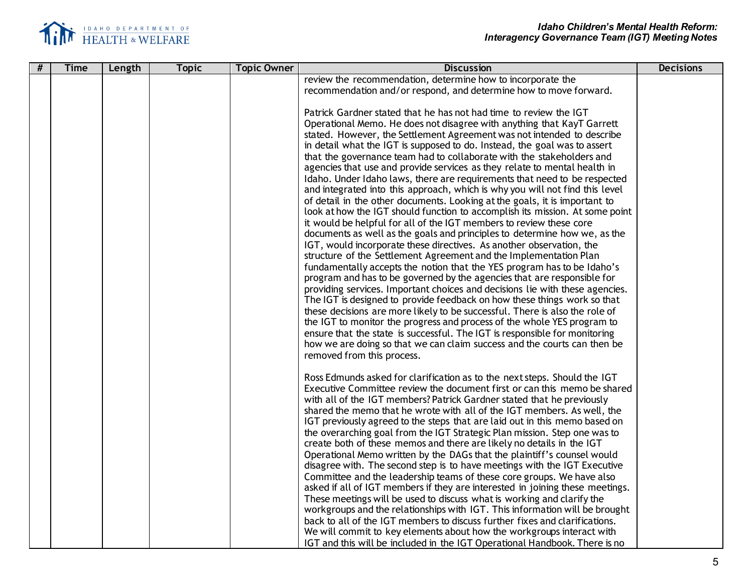| # | Time | Length | Topic | Topic Owner | Discussion | Decisions |
|---|---|---|---|---|---|---|
| | | | | | review the recommendation, determine how to incorporate the recommendation and/or respond, and determine how to move forward.<br><br>Patrick Gardner stated that he has not had time to review the IGT Operational Memo. He does not disagree with anything that KayT Garrett stated. However, the Settlement Agreement was not intended to describe in detail what the IGT is supposed to do. Instead, the goal was to assert that the governance team had to collaborate with the stakeholders and agencies that use and provide services as they relate to mental health in Idaho. Under Idaho laws, there are requirements that need to be respected and integrated into this approach, which is why you will not find this level of detail in the other documents. Looking at the goals, it is important to look at how the IGT should function to accomplish its mission. At some point it would be helpful for all of the IGT members to review these core documents as well as the goals and principles to determine how we, as the IGT, would incorporate these directives. As another observation, the structure of the Settlement Agreement and the Implementation Plan fundamentally accepts the notion that the YES program has to be Idaho's program and has to be governed by the agencies that are responsible for providing services. Important choices and decisions lie with these agencies. The IGT is designed to provide feedback on how these things work so that these decisions are more likely to be successful. There is also the role of the IGT to monitor the progress and process of the whole YES program to ensure that the state is successful. The IGT is responsible for monitoring how we are doing so that we can claim success and the courts can then be removed from this process.<br><br>Ross Edmunds asked for clarification as to the next steps. Should the IGT Executive Committee review the document first or can this memo be shared with all of the IGT members? Patrick Gardner stated that he previously shared the memo that he wrote with all of the IGT members. As well, the IGT previously agreed to the steps that are laid out in this memo based on the overarching goal from the IGT Strategic Plan mission. Step one was to create both of these memos and there are likely no details in the IGT Operational Memo written by the DAGs that the plaintiff's counsel would disagree with. The second step is to have meetings with the IGT Executive Committee and the leadership teams of these core groups. We have also asked if all of IGT members if they are interested in joining these meetings. These meetings will be used to discuss what is working and clarify the workgroups and the relationships with IGT. This information will be brought back to all of the IGT members to discuss further fixes and clarifications. We will commit to key elements about how the workgroups interact with IGT and this will be included in the IGT Operational Handbook. There is no | |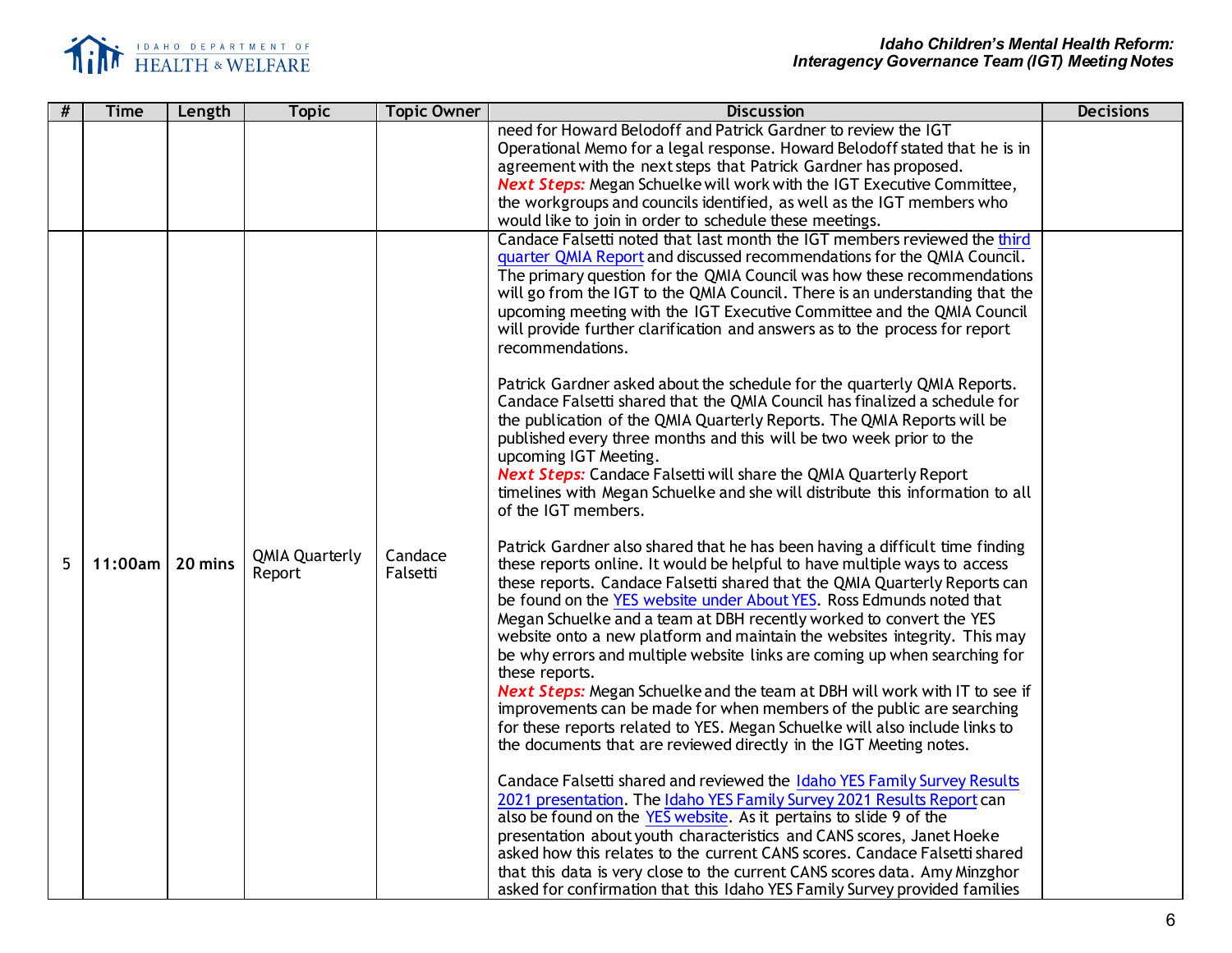| # | Time | Length | Topic | Topic Owner | Discussion | Decisions |
|---|---|---|---|---|---|---|
| | | | | | need for Howard Belodoff and Patrick Gardner to review the IGT Operational Memo for a legal response. Howard Belodoff stated that he is in agreement with the next steps that Patrick Gardner has proposed.<br>***Next Steps:*** Megan Schuelke will work with the IGT Executive Committee, the workgroups and councils identified, as well as the IGT members who would like to join in order to schedule these meetings. | |
| 5 | 11:00am | 20 mins | QMIA Quarterly Report | Candace Falsetti | Candace Falsetti noted that last month the IGT members reviewed the third quarter QMIA Report and discussed recommendations for the QMIA Council. The primary question for the QMIA Council was how these recommendations will go from the IGT to the QMIA Council. There is an understanding that the upcoming meeting with the IGT Executive Committee and the QMIA Council will provide further clarification and answers as to the process for report recommendations.<br><br>Patrick Gardner asked about the schedule for the quarterly QMIA Reports. Candace Falsetti shared that the QMIA Council has finalized a schedule for the publication of the QMIA Quarterly Reports. The QMIA Reports will be published every three months and this will be two week prior to the upcoming IGT Meeting.<br>***Next Steps:*** Candace Falsetti will share the QMIA Quarterly Report timelines with Megan Schuelke and she will distribute this information to all of the IGT members.<br><br>Patrick Gardner also shared that he has been having a difficult time finding these reports online. It would be helpful to have multiple ways to access these reports. Candace Falsetti shared that the QMIA Quarterly Reports can be found on the YES website under About YES. Ross Edmunds noted that Megan Schuelke and a team at DBH recently worked to convert the YES website onto a new platform and maintain the websites integrity. This may be why errors and multiple website links are coming up when searching for these reports.<br>***Next Steps:*** Megan Schuelke and the team at DBH will work with IT to see if improvements can be made for when members of the public are searching for these reports related to YES. Megan Schuelke will also include links to the documents that are reviewed directly in the IGT Meeting notes.<br><br>Candace Falsetti shared and reviewed the Idaho YES Family Survey Results 2021 presentation. The Idaho YES Family Survey 2021 Results Report can also be found on the YES website. As it pertains to slide 9 of the presentation about youth characteristics and CANS scores, Janet Hoeke asked how this relates to the current CANS scores. Candace Falsetti shared that this data is very close to the current CANS scores data. Amy Minzghor asked for confirmation that this Idaho YES Family Survey provided families | |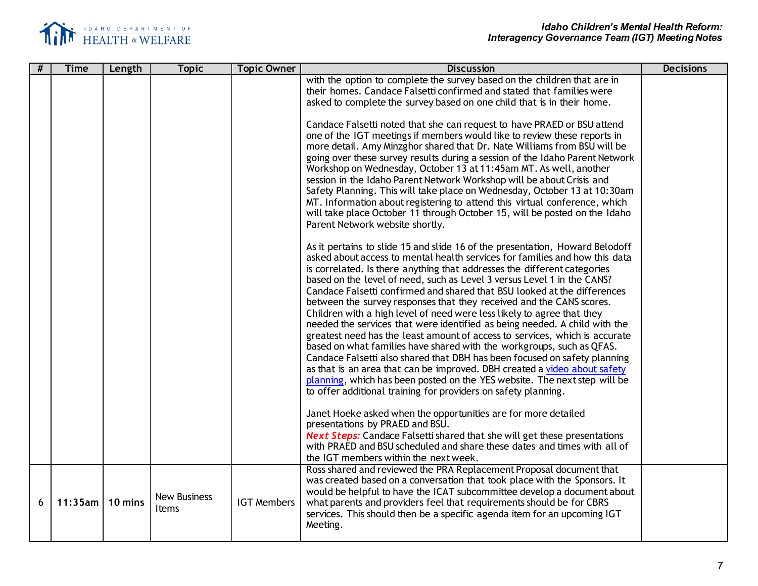| # | Time | Length | Topic | Topic Owner | Discussion | Decisions |
|---|---|---|---|---|---|---|
| | | | | | with the option to complete the survey based on the children that are in their homes. Candace Falsetti confirmed and stated that families were asked to complete the survey based on one child that is in their home.<br><br>Candace Falsetti noted that she can request to have PRAED or BSU attend one of the IGT meetings if members would like to review these reports in more detail. Amy Minzghor shared that Dr. Nate Williams from BSU will be going over these survey results during a session of the Idaho Parent Network Workshop on Wednesday, October 13 at 11:45am MT. As well, another session in the Idaho Parent Network Workshop will be about Crisis and Safety Planning. This will take place on Wednesday, October 13 at 10:30am MT. Information about registering to attend this virtual conference, which will take place October 11 through October 15, will be posted on the Idaho Parent Network website shortly.<br><br>As it pertains to slide 15 and slide 16 of the presentation, Howard Belodoff asked about access to mental health services for families and how this data is correlated. Is there anything that addresses the different categories based on the level of need, such as Level 3 versus Level 1 in the CANS? Candace Falsetti confirmed and shared that BSU looked at the differences between the survey responses that they received and the CANS scores. Children with a high level of need were less likely to agree that they needed the services that were identified as being needed. A child with the greatest need has the least amount of access to services, which is accurate based on what families have shared with the workgroups, such as QFAS. Candace Falsetti also shared that DBH has been focused on safety planning as that is an area that can be improved. DBH created a video about safety planning, which has been posted on the YES website. The next step will be to offer additional training for providers on safety planning.<br><br>Janet Hoeke asked when the opportunities are for more detailed presentations by PRAED and BSU.<br>***Next Steps:*** Candace Falsetti shared that she will get these presentations with PRAED and BSU scheduled and share these dates and times with all of the IGT members within the next week. | |
| 6 | 11:35am | 10 mins | New Business Items | IGT Members | Ross shared and reviewed the PRA Replacement Proposal document that was created based on a conversation that took place with the Sponsors. It would be helpful to have the ICAT subcommittee develop a document about what parents and providers feel that requirements should be for CBRS services. This should then be a specific agenda item for an upcoming IGT Meeting. | |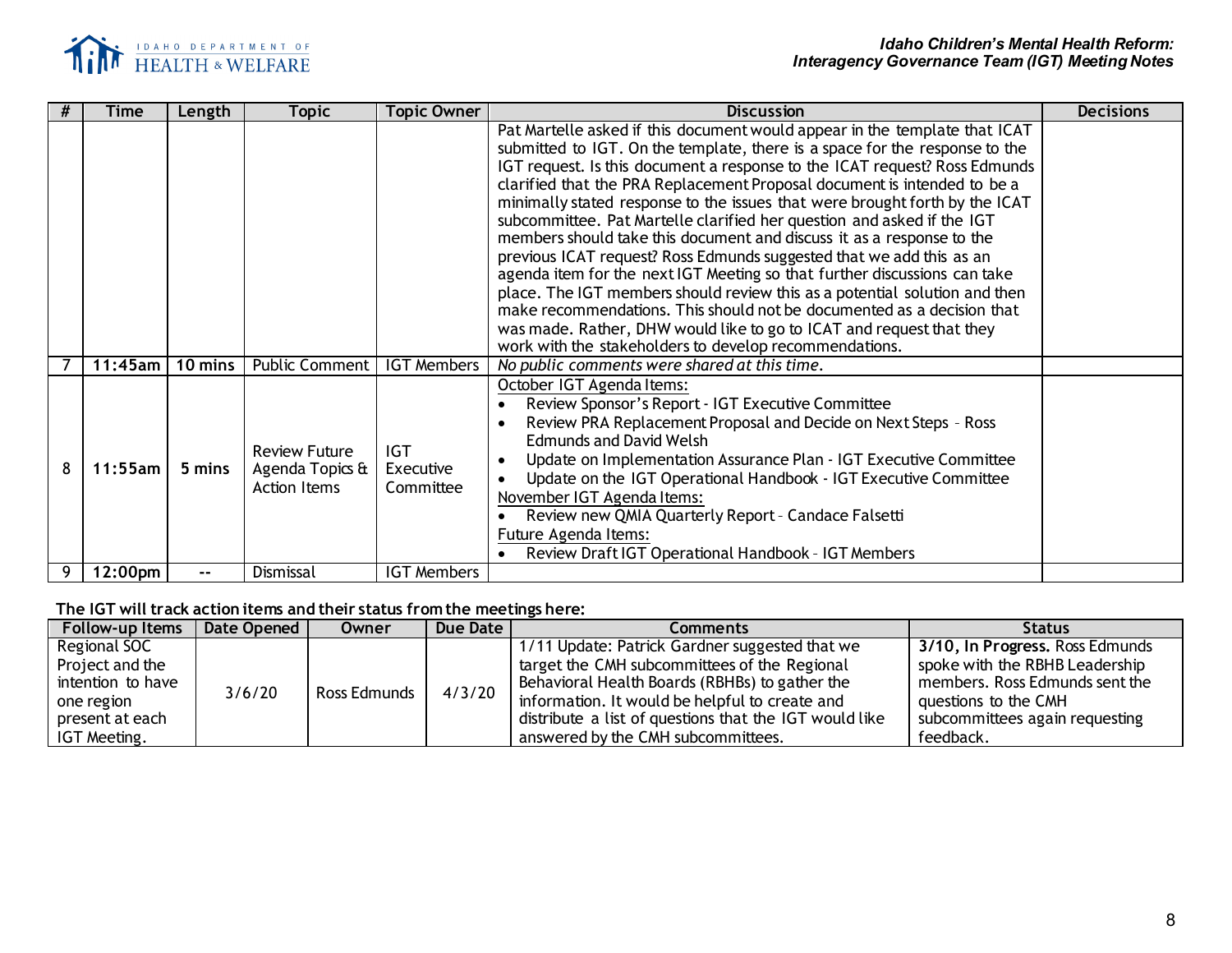| # | Time | Length | Topic | Topic Owner | Discussion | Decisions |
|---|---|---|---|---|---|---|
| | | | | | Pat Martelle asked if this document would appear in the template that ICAT submitted to IGT. On the template, there is a space for the response to the IGT request. Is this document a response to the ICAT request? Ross Edmunds clarified that the PRA Replacement Proposal document is intended to be a minimally stated response to the issues that were brought forth by the ICAT subcommittee. Pat Martelle clarified her question and asked if the IGT members should take this document and discuss it as a response to the previous ICAT request? Ross Edmunds suggested that we add this as an agenda item for the next IGT Meeting so that further discussions can take place. The IGT members should review this as a potential solution and then make recommendations. This should not be documented as a decision that was made. Rather, DHW would like to go to ICAT and request that they work with the stakeholders to develop recommendations. | |
| 7 | **11:45am** | **10 mins** | Public Comment | IGT Members | *No public comments were shared at this time.* | |
| 8 | **11:55am** | **5 mins** | Review Future Agenda Topics & Action Items | IGT Executive Committee | October IGT Agenda Items:<br>• Review Sponsor's Report - IGT Executive Committee<br>• Review PRA Replacement Proposal and Decide on Next Steps – Ross Edmunds and David Welsh<br>• Update on Implementation Assurance Plan - IGT Executive Committee<br>• Update on the IGT Operational Handbook - IGT Executive Committee<br>November IGT Agenda Items:<br>• Review new QMIA Quarterly Report – Candace Falsetti<br>Future Agenda Items:<br>• Review Draft IGT Operational Handbook – IGT Members | |
| 9 | **12:00pm** | -- | Dismissal | IGT Members | | |

**The IGT will track action items and their status from the meetings here:**

| Follow-up Items | Date Opened | Owner | Due Date | Comments | Status |
|---|---|---|---|---|---|
| Regional SOC Project and the intention to have one region present at each IGT Meeting. | 3/6/20 | Ross Edmunds | 4/3/20 | 1/11 Update: Patrick Gardner suggested that we target the CMH subcommittees of the Regional Behavioral Health Boards (RBHBs) to gather the information. It would be helpful to create and distribute a list of questions that the IGT would like answered by the CMH subcommittees. | **3/10, In Progress.** Ross Edmunds spoke with the RBHB Leadership members. Ross Edmunds sent the questions to the CMH subcommittees again requesting feedback. |